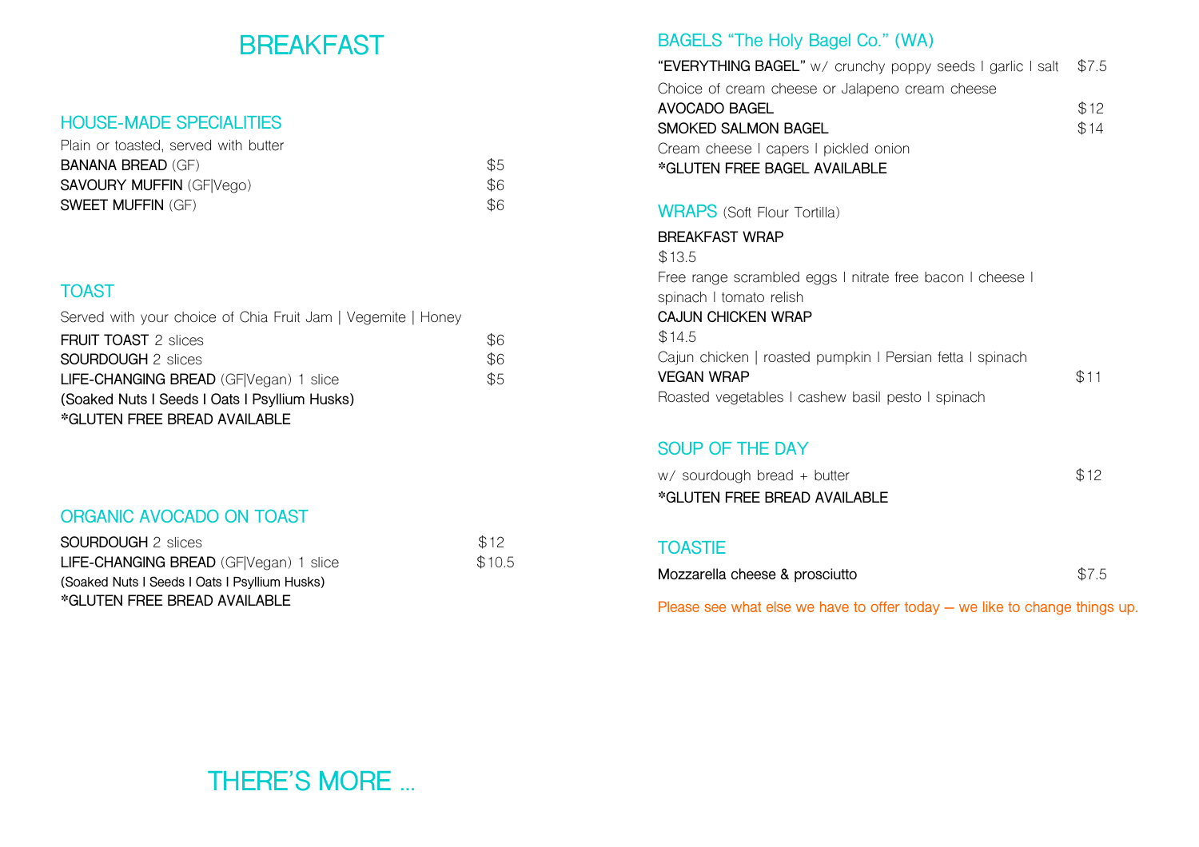# BREAKFAST

## HOUSE-MADE SPECIALITIES

Plain or toasted, served with butter

**BANANA BREAD** (GF) $5

**SAVOURY MUFFIN** (GF|Vego) $6

**SWEET MUFFIN** (GF) $6

## TOAST

Served with your choice of Chia Fruit Jam | Vegemite | Honey

**FRUIT TOAST** 2 slices $6

**SOURDOUGH** 2 slices $6

**LIFE-CHANGING BREAD** (GF|Vegan) 1 slice $5

**(Soaked Nuts I Seeds I Oats I Psyllium Husks)**

**\*GLUTEN FREE BREAD AVAILABLE**

## ORGANIC AVOCADO ON TOAST

**SOURDOUGH** 2 slices $12

**LIFE-CHANGING BREAD** (GF|Vegan) 1 slice $10.5

**(Soaked Nuts I Seeds I Oats I Psyllium Husks)**

**\*GLUTEN FREE BREAD AVAILABLE**

## BAGELS "The Holy Bagel Co." (WA)

**"EVERYTHING BAGEL"** w/ crunchy poppy seeds I garlic I salt $7.5

Choice of cream cheese or Jalapeno cream cheese

**AVOCADO BAGEL** $12

**SMOKED SALMON BAGEL** $14

Cream cheese I capers I pickled onion

**\*GLUTEN FREE BAGEL AVAILABLE**

## WRAPS (Soft Flour Tortilla)

**BREAKFAST WRAP**

$13.5

Free range scrambled eggs I nitrate free bacon I cheese I spinach I tomato relish

**CAJUN CHICKEN WRAP**

$14.5

Cajun chicken | roasted pumpkin I Persian fetta I spinach

**VEGAN WRAP** $11

Roasted vegetables I cashew basil pesto I spinach

## SOUP OF THE DAY

w/ sourdough bread + butter $12

**\*GLUTEN FREE BREAD AVAILABLE**

## TOASTIE

**Mozzarella cheese & prosciutto** $7.5

Please see what else we have to offer today – we like to change things up.

# THERE'S MORE …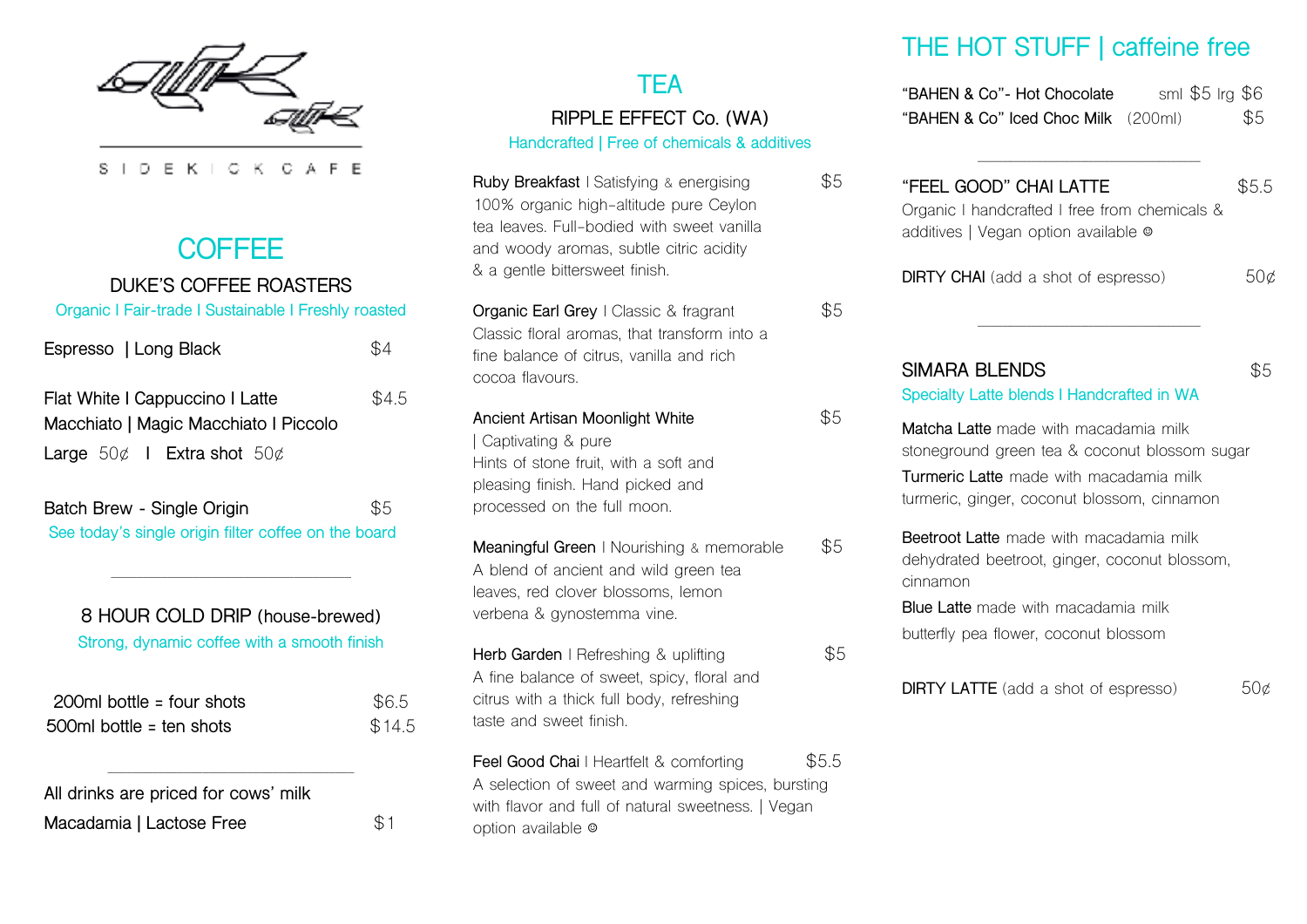SIDEKICK CAFE

# COFFEE

## DUKE'S COFFEE ROASTERS

Organic I Fair-trade I Sustainable I Freshly roasted

Espresso | Long Black $4

Flat White I Cappuccino I Latte $4.5
Macchiato | Magic Macchiato I Piccolo
Large 50¢ I Extra shot 50¢

Batch Brew - Single Origin $5
See today's single origin filter coffee on the board

---

## 8 HOUR COLD DRIP (house-brewed)

Strong, dynamic coffee with a smooth finish

200ml bottle = four shots $6.5
500ml bottle = ten shots $14.5

---

All drinks are priced for cows' milk
Macadamia | Lactose Free $1

# TEA

## RIPPLE EFFECT Co. (WA)

Handcrafted | Free of chemicals & additives

**Ruby Breakfast** I Satisfying & energising $5
100% organic high-altitude pure Ceylon tea leaves. Full-bodied with sweet vanilla and woody aromas, subtle citric acidity & a gentle bittersweet finish.

**Organic Earl Grey** I Classic & fragrant $5
Classic floral aromas, that transform into a fine balance of citrus, vanilla and rich cocoa flavours.

**Ancient Artisan Moonlight White** $5
| Captivating & pure
Hints of stone fruit, with a soft and pleasing finish. Hand picked and processed on the full moon.

**Meaningful Green** I Nourishing & memorable $5
A blend of ancient and wild green tea leaves, red clover blossoms, lemon verbena & gynostemma vine.

**Herb Garden** I Refreshing & uplifting $5
A fine balance of sweet, spicy, floral and citrus with a thick full body, refreshing taste and sweet finish.

**Feel Good Chai** I Heartfelt & comforting $5.5
A selection of sweet and warming spices, bursting with flavor and full of natural sweetness. | Vegan option available ☺

# THE HOT STUFF | caffeine free

"BAHEN & Co"- Hot Chocolate sml $5 lrg $6
"BAHEN & Co" Iced Choc Milk (200ml) $5

---

**"FEEL GOOD" CHAI LATTE** $5.5
Organic I handcrafted I free from chemicals & additives | Vegan option available ☺

**DIRTY CHAI** (add a shot of espresso) 50¢

---

## SIMARA BLENDS $5

Specialty Latte blends I Handcrafted in WA

**Matcha Latte** made with macadamia milk stoneground green tea & coconut blossom sugar

**Turmeric Latte** made with macadamia milk turmeric, ginger, coconut blossom, cinnamon

**Beetroot Latte** made with macadamia milk dehydrated beetroot, ginger, coconut blossom, cinnamon

**Blue Latte** made with macadamia milk butterfly pea flower, coconut blossom

**DIRTY LATTE** (add a shot of espresso) 50¢